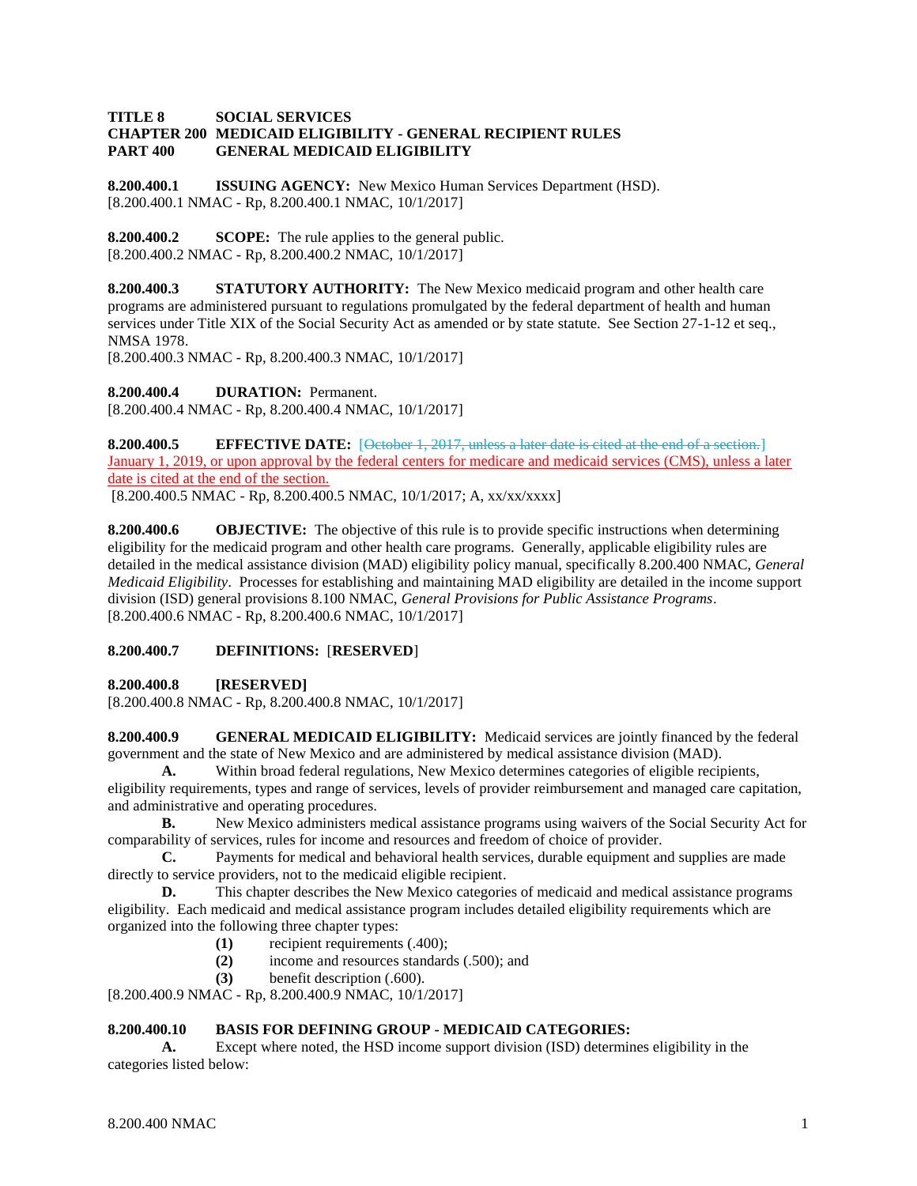**TITLE 8 SOCIAL SERVICES**
**CHAPTER 200 MEDICAID ELIGIBILITY - GENERAL RECIPIENT RULES**
**PART 400 GENERAL MEDICAID ELIGIBILITY**

**8.200.400.1 ISSUING AGENCY:** New Mexico Human Services Department (HSD).
[8.200.400.1 NMAC - Rp, 8.200.400.1 NMAC, 10/1/2017]

**8.200.400.2 SCOPE:** The rule applies to the general public.
[8.200.400.2 NMAC - Rp, 8.200.400.2 NMAC, 10/1/2017]

**8.200.400.3 STATUTORY AUTHORITY:** The New Mexico medicaid program and other health care programs are administered pursuant to regulations promulgated by the federal department of health and human services under Title XIX of the Social Security Act as amended or by state statute. See Section 27-1-12 et seq., NMSA 1978.
[8.200.400.3 NMAC - Rp, 8.200.400.3 NMAC, 10/1/2017]

**8.200.400.4 DURATION:** Permanent.
[8.200.400.4 NMAC - Rp, 8.200.400.4 NMAC, 10/1/2017]

**8.200.400.5 EFFECTIVE DATE:** [~~October 1, 2017, unless a later date is cited at the end of a section.~~] <u>January 1, 2019, or upon approval by the federal centers for medicare and medicaid services (CMS), unless a later date is cited at the end of the section.</u>
[8.200.400.5 NMAC - Rp, 8.200.400.5 NMAC, 10/1/2017; A, xx/xx/xxxx]

**8.200.400.6 OBJECTIVE:** The objective of this rule is to provide specific instructions when determining eligibility for the medicaid program and other health care programs. Generally, applicable eligibility rules are detailed in the medical assistance division (MAD) eligibility policy manual, specifically 8.200.400 NMAC, *General Medicaid Eligibility*. Processes for establishing and maintaining MAD eligibility are detailed in the income support division (ISD) general provisions 8.100 NMAC, *General Provisions for Public Assistance Programs*.
[8.200.400.6 NMAC - Rp, 8.200.400.6 NMAC, 10/1/2017]

**8.200.400.7 DEFINITIONS:** [**RESERVED**]

**8.200.400.8 [RESERVED]**
[8.200.400.8 NMAC - Rp, 8.200.400.8 NMAC, 10/1/2017]

**8.200.400.9 GENERAL MEDICAID ELIGIBILITY:** Medicaid services are jointly financed by the federal government and the state of New Mexico and are administered by medical assistance division (MAD).

**A.** Within broad federal regulations, New Mexico determines categories of eligible recipients, eligibility requirements, types and range of services, levels of provider reimbursement and managed care capitation, and administrative and operating procedures.

**B.** New Mexico administers medical assistance programs using waivers of the Social Security Act for comparability of services, rules for income and resources and freedom of choice of provider.

**C.** Payments for medical and behavioral health services, durable equipment and supplies are made directly to service providers, not to the medicaid eligible recipient.

**D.** This chapter describes the New Mexico categories of medicaid and medical assistance programs eligibility. Each medicaid and medical assistance program includes detailed eligibility requirements which are organized into the following three chapter types:

- **(1)** recipient requirements (.400);
- **(2)** income and resources standards (.500); and
- **(3)** benefit description (.600).

[8.200.400.9 NMAC - Rp, 8.200.400.9 NMAC, 10/1/2017]

**8.200.400.10 BASIS FOR DEFINING GROUP - MEDICAID CATEGORIES:**

**A.** Except where noted, the HSD income support division (ISD) determines eligibility in the categories listed below: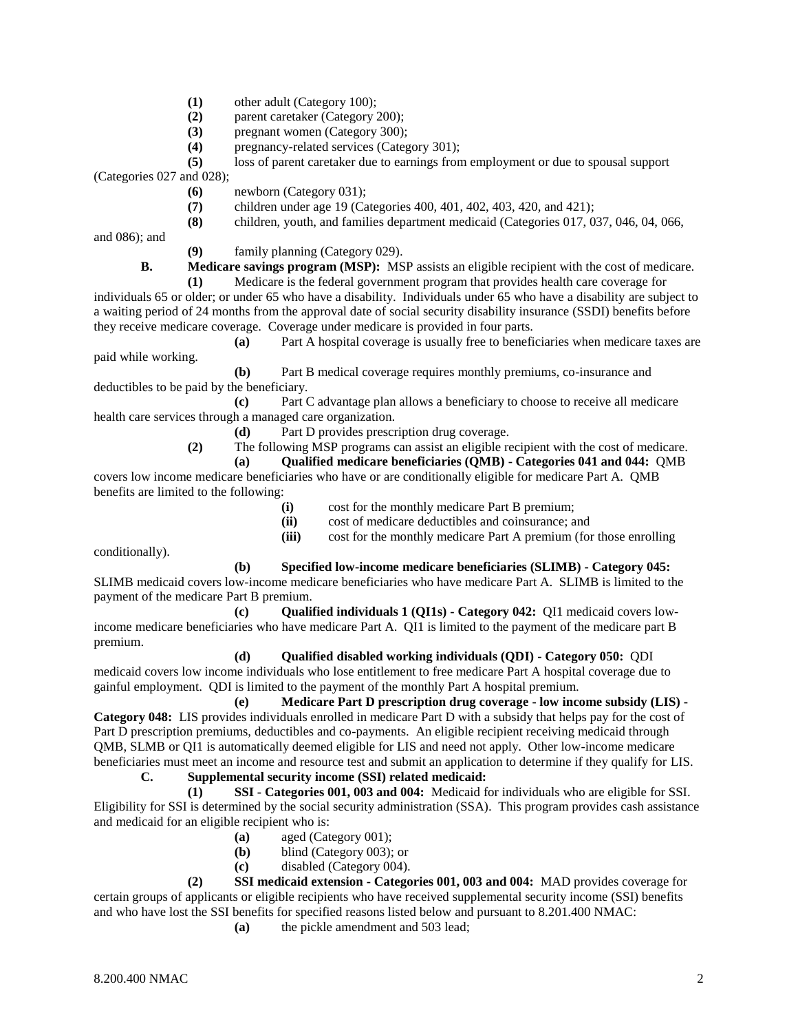**(1)** other adult (Category 100);

**(2)** parent caretaker (Category 200);

**(3)** pregnant women (Category 300);

**(4)** pregnancy-related services (Category 301);

**(5)** loss of parent caretaker due to earnings from employment or due to spousal support (Categories 027 and 028);

**(6)** newborn (Category 031);

**(7)** children under age 19 (Categories 400, 401, 402, 403, 420, and 421);

**(8)** children, youth, and families department medicaid (Categories 017, 037, 046, 04, 066, and 086); and

**(9)** family planning (Category 029).

**B. Medicare savings program (MSP):** MSP assists an eligible recipient with the cost of medicare.

**(1)** Medicare is the federal government program that provides health care coverage for individuals 65 or older; or under 65 who have a disability. Individuals under 65 who have a disability are subject to a waiting period of 24 months from the approval date of social security disability insurance (SSDI) benefits before they receive medicare coverage. Coverage under medicare is provided in four parts.

**(a)** Part A hospital coverage is usually free to beneficiaries when medicare taxes are paid while working.

**(b)** Part B medical coverage requires monthly premiums, co-insurance and deductibles to be paid by the beneficiary.

**(c)** Part C advantage plan allows a beneficiary to choose to receive all medicare health care services through a managed care organization.

**(d)** Part D provides prescription drug coverage.

**(2)** The following MSP programs can assist an eligible recipient with the cost of medicare.

**(a) Qualified medicare beneficiaries (QMB) - Categories 041 and 044:** QMB covers low income medicare beneficiaries who have or are conditionally eligible for medicare Part A. QMB benefits are limited to the following:

**(i)** cost for the monthly medicare Part B premium;

**(ii)** cost of medicare deductibles and coinsurance; and

**(iii)** cost for the monthly medicare Part A premium (for those enrolling conditionally).

**(b) Specified low-income medicare beneficiaries (SLIMB) - Category 045:** SLIMB medicaid covers low-income medicare beneficiaries who have medicare Part A. SLIMB is limited to the payment of the medicare Part B premium.

**(c) Qualified individuals 1 (QI1s) - Category 042:** QI1 medicaid covers low-income medicare beneficiaries who have medicare Part A. QI1 is limited to the payment of the medicare part B premium.

**(d) Qualified disabled working individuals (QDI) - Category 050:** QDI medicaid covers low income individuals who lose entitlement to free medicare Part A hospital coverage due to gainful employment. QDI is limited to the payment of the monthly Part A hospital premium.

**(e) Medicare Part D prescription drug coverage - low income subsidy (LIS) - Category 048:** LIS provides individuals enrolled in medicare Part D with a subsidy that helps pay for the cost of Part D prescription premiums, deductibles and co-payments. An eligible recipient receiving medicaid through QMB, SLMB or QI1 is automatically deemed eligible for LIS and need not apply. Other low-income medicare beneficiaries must meet an income and resource test and submit an application to determine if they qualify for LIS.

**C. Supplemental security income (SSI) related medicaid:**

**(1) SSI - Categories 001, 003 and 004:** Medicaid for individuals who are eligible for SSI. Eligibility for SSI is determined by the social security administration (SSA). This program provides cash assistance and medicaid for an eligible recipient who is:

**(a)** aged (Category 001);

**(b)** blind (Category 003); or

**(c)** disabled (Category 004).

**(2) SSI medicaid extension - Categories 001, 003 and 004:** MAD provides coverage for certain groups of applicants or eligible recipients who have received supplemental security income (SSI) benefits and who have lost the SSI benefits for specified reasons listed below and pursuant to 8.201.400 NMAC:

**(a)** the pickle amendment and 503 lead;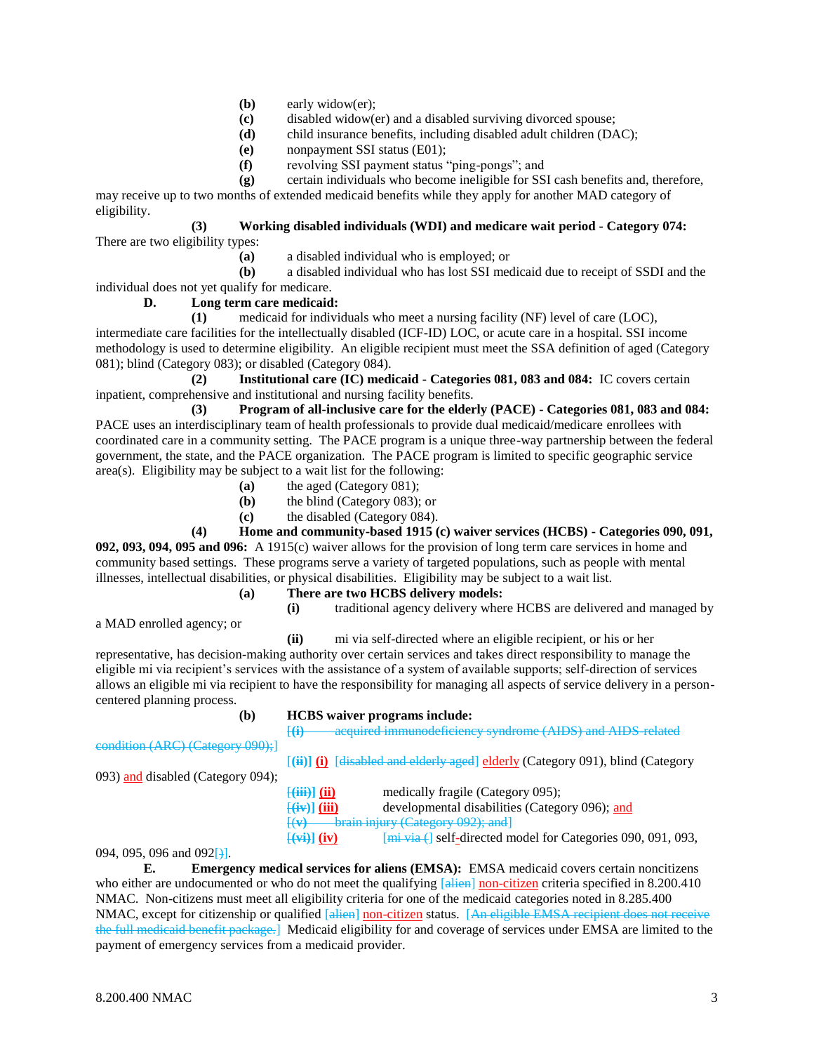**(b)** early widow(er);

**(c)** disabled widow(er) and a disabled surviving divorced spouse;

**(d)** child insurance benefits, including disabled adult children (DAC);

**(e)** nonpayment SSI status (E01);

**(f)** revolving SSI payment status "ping-pongs"; and

**(g)** certain individuals who become ineligible for SSI cash benefits and, therefore, may receive up to two months of extended medicaid benefits while they apply for another MAD category of eligibility.

**(3) Working disabled individuals (WDI) and medicare wait period - Category 074:** There are two eligibility types:

**(a)** a disabled individual who is employed; or

**(b)** a disabled individual who has lost SSI medicaid due to receipt of SSDI and the individual does not yet qualify for medicare.

**D. Long term care medicaid:**

**(1)** medicaid for individuals who meet a nursing facility (NF) level of care (LOC), intermediate care facilities for the intellectually disabled (ICF-ID) LOC, or acute care in a hospital. SSI income methodology is used to determine eligibility. An eligible recipient must meet the SSA definition of aged (Category 081); blind (Category 083); or disabled (Category 084).

**(2) Institutional care (IC) medicaid - Categories 081, 083 and 084:** IC covers certain inpatient, comprehensive and institutional and nursing facility benefits.

**(3) Program of all-inclusive care for the elderly (PACE) - Categories 081, 083 and 084:** PACE uses an interdisciplinary team of health professionals to provide dual medicaid/medicare enrollees with coordinated care in a community setting. The PACE program is a unique three-way partnership between the federal government, the state, and the PACE organization. The PACE program is limited to specific geographic service area(s). Eligibility may be subject to a wait list for the following:

**(a)** the aged (Category 081);

**(b)** the blind (Category 083); or

**(c)** the disabled (Category 084).

**(4) Home and community-based 1915 (c) waiver services (HCBS) - Categories 090, 091, 092, 093, 094, 095 and 096:** A 1915(c) waiver allows for the provision of long term care services in home and community based settings. These programs serve a variety of targeted populations, such as people with mental illnesses, intellectual disabilities, or physical disabilities. Eligibility may be subject to a wait list.

**(a) There are two HCBS delivery models:**

**(i)** traditional agency delivery where HCBS are delivered and managed by a MAD enrolled agency; or

**(ii)** mi via self-directed where an eligible recipient, or his or her representative, has decision-making authority over certain services and takes direct responsibility to manage the eligible mi via recipient's services with the assistance of a system of available supports; self-direction of services allows an eligible mi via recipient to have the responsibility for managing all aspects of service delivery in a person-centered planning process.

**(b) HCBS waiver programs include:**

~~[**(i)** acquired immunodeficiency syndrome (AIDS) and AIDS-related condition (ARC) (Category 090);]~~

[~~**(ii)**~~] **(i)** [~~disabled and elderly aged~~] elderly (Category 091), blind (Category 093) and disabled (Category 094);

[~~**(iii)**~~] **(ii)** medically fragile (Category 095);

[~~**(iv)**~~] **(iii)** developmental disabilities (Category 096); and

~~[**(v)** brain injury (Category 092); and]~~

[~~**(vi)**~~] **(iv)** [~~mi via (~~] self-directed model for Categories 090, 091, 093, 094, 095, 096 and 092[~~)~~].

**E. Emergency medical services for aliens (EMSA):** EMSA medicaid covers certain noncitizens who either are undocumented or who do not meet the qualifying [~~alien~~] non-citizen criteria specified in 8.200.410 NMAC. Non-citizens must meet all eligibility criteria for one of the medicaid categories noted in 8.285.400 NMAC, except for citizenship or qualified [~~alien~~] non-citizen status. ~~[An eligible EMSA recipient does not receive the full medicaid benefit package.]~~ Medicaid eligibility for and coverage of services under EMSA are limited to the payment of emergency services from a medicaid provider.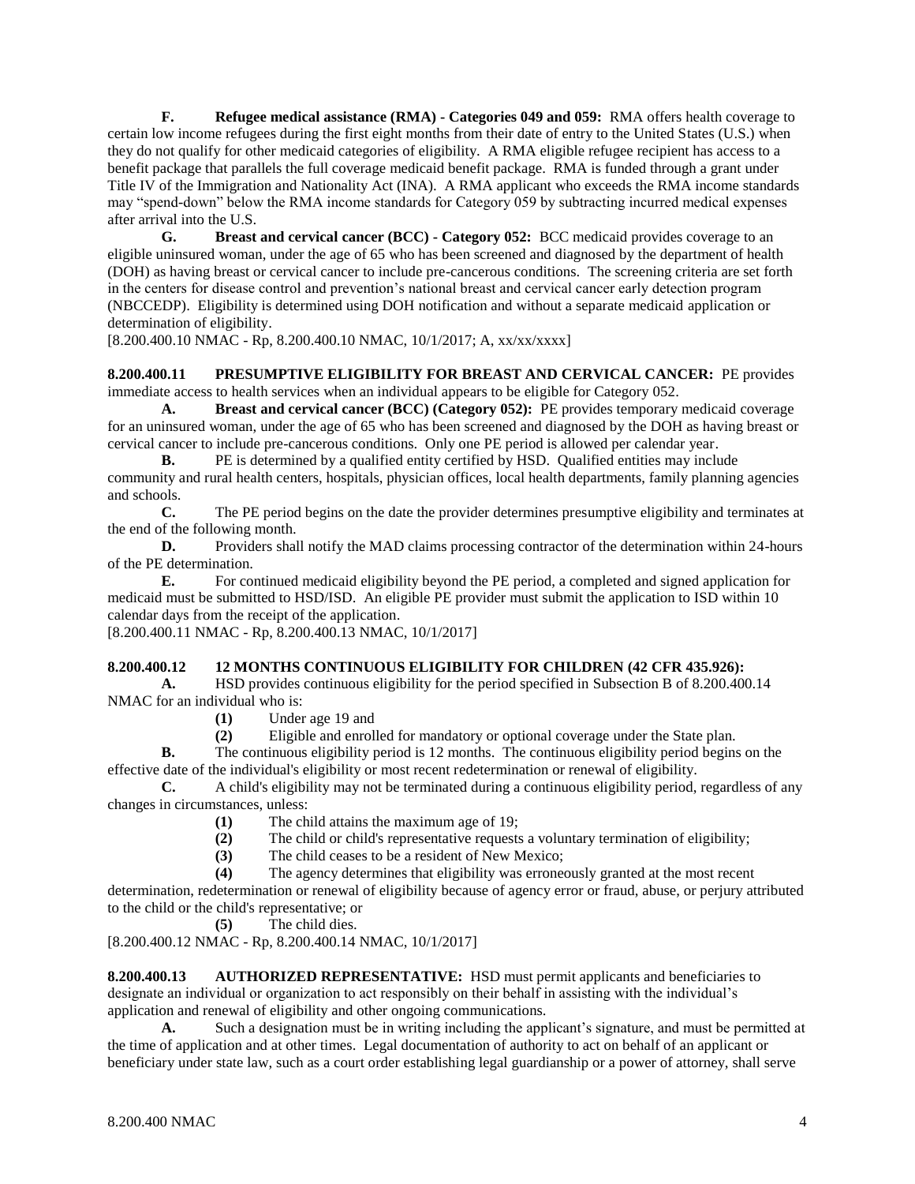**F. Refugee medical assistance (RMA) - Categories 049 and 059:** RMA offers health coverage to certain low income refugees during the first eight months from their date of entry to the United States (U.S.) when they do not qualify for other medicaid categories of eligibility. A RMA eligible refugee recipient has access to a benefit package that parallels the full coverage medicaid benefit package. RMA is funded through a grant under Title IV of the Immigration and Nationality Act (INA). A RMA applicant who exceeds the RMA income standards may "spend-down" below the RMA income standards for Category 059 by subtracting incurred medical expenses after arrival into the U.S.

**G. Breast and cervical cancer (BCC) - Category 052:** BCC medicaid provides coverage to an eligible uninsured woman, under the age of 65 who has been screened and diagnosed by the department of health (DOH) as having breast or cervical cancer to include pre-cancerous conditions. The screening criteria are set forth in the centers for disease control and prevention's national breast and cervical cancer early detection program (NBCCEDP). Eligibility is determined using DOH notification and without a separate medicaid application or determination of eligibility.

[8.200.400.10 NMAC - Rp, 8.200.400.10 NMAC, 10/1/2017; A, xx/xx/xxxx]

**8.200.400.11 PRESUMPTIVE ELIGIBILITY FOR BREAST AND CERVICAL CANCER:** PE provides immediate access to health services when an individual appears to be eligible for Category 052.

**A. Breast and cervical cancer (BCC) (Category 052):** PE provides temporary medicaid coverage for an uninsured woman, under the age of 65 who has been screened and diagnosed by the DOH as having breast or cervical cancer to include pre-cancerous conditions. Only one PE period is allowed per calendar year.

**B.** PE is determined by a qualified entity certified by HSD. Qualified entities may include community and rural health centers, hospitals, physician offices, local health departments, family planning agencies and schools.

**C.** The PE period begins on the date the provider determines presumptive eligibility and terminates at the end of the following month.

**D.** Providers shall notify the MAD claims processing contractor of the determination within 24-hours of the PE determination.

**E.** For continued medicaid eligibility beyond the PE period, a completed and signed application for medicaid must be submitted to HSD/ISD. An eligible PE provider must submit the application to ISD within 10 calendar days from the receipt of the application.

[8.200.400.11 NMAC - Rp, 8.200.400.13 NMAC, 10/1/2017]

**8.200.400.12 12 MONTHS CONTINUOUS ELIGIBILITY FOR CHILDREN (42 CFR 435.926):**

**A.** HSD provides continuous eligibility for the period specified in Subsection B of 8.200.400.14 NMAC for an individual who is:

**(1)** Under age 19 and

**(2)** Eligible and enrolled for mandatory or optional coverage under the State plan.

**B.** The continuous eligibility period is 12 months. The continuous eligibility period begins on the effective date of the individual's eligibility or most recent redetermination or renewal of eligibility.

**C.** A child's eligibility may not be terminated during a continuous eligibility period, regardless of any changes in circumstances, unless:

**(1)** The child attains the maximum age of 19;

**(2)** The child or child's representative requests a voluntary termination of eligibility;

**(3)** The child ceases to be a resident of New Mexico;

**(4)** The agency determines that eligibility was erroneously granted at the most recent determination, redetermination or renewal of eligibility because of agency error or fraud, abuse, or perjury attributed to the child or the child's representative; or

**(5)** The child dies.

[8.200.400.12 NMAC - Rp, 8.200.400.14 NMAC, 10/1/2017]

**8.200.400.13 AUTHORIZED REPRESENTATIVE:** HSD must permit applicants and beneficiaries to designate an individual or organization to act responsibly on their behalf in assisting with the individual's application and renewal of eligibility and other ongoing communications.

**A.** Such a designation must be in writing including the applicant's signature, and must be permitted at the time of application and at other times. Legal documentation of authority to act on behalf of an applicant or beneficiary under state law, such as a court order establishing legal guardianship or a power of attorney, shall serve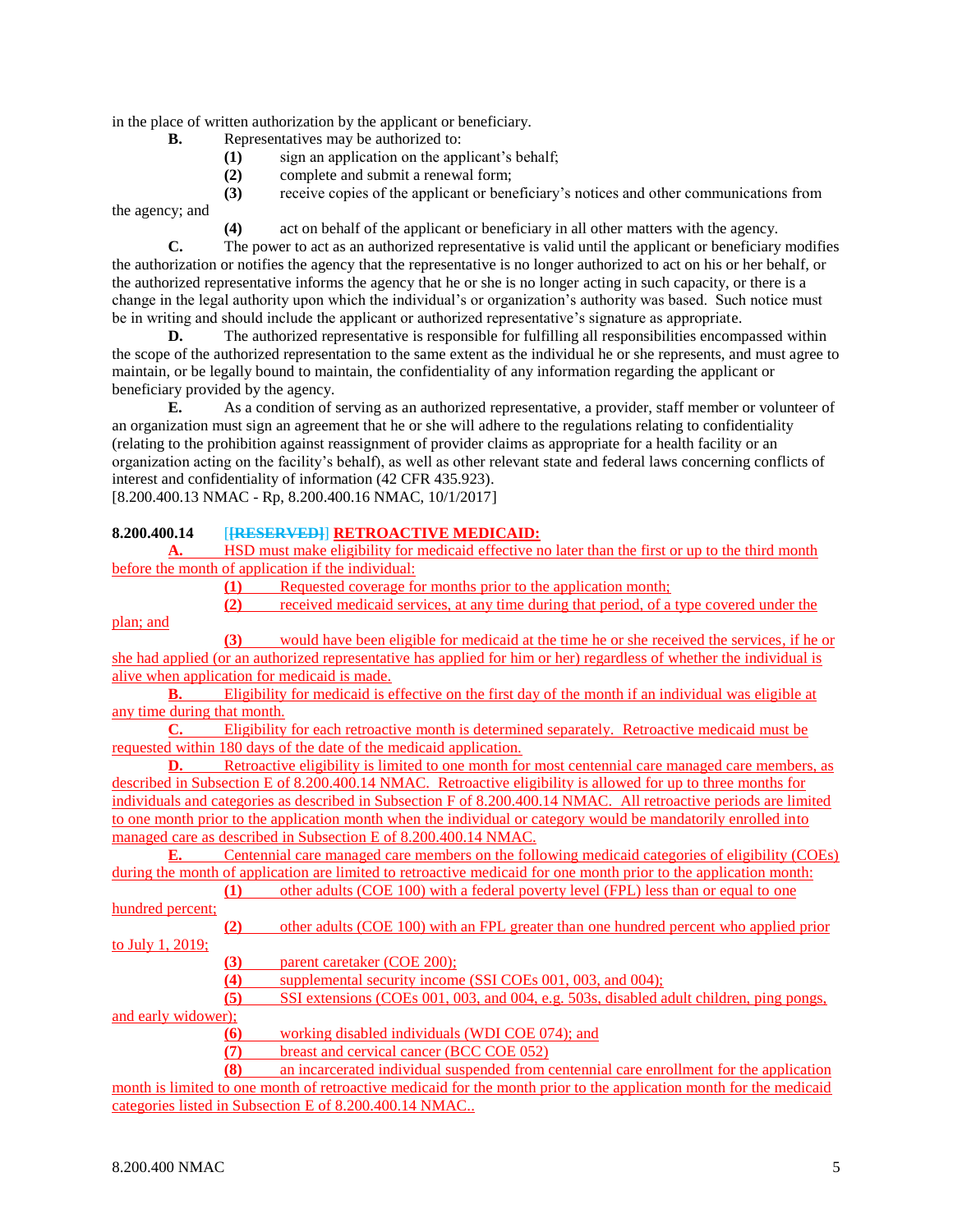in the place of written authorization by the applicant or beneficiary.

**B.** Representatives may be authorized to:

**(1)** sign an application on the applicant's behalf;

**(2)** complete and submit a renewal form;

**(3)** receive copies of the applicant or beneficiary's notices and other communications from the agency; and

**(4)** act on behalf of the applicant or beneficiary in all other matters with the agency.

**C.** The power to act as an authorized representative is valid until the applicant or beneficiary modifies the authorization or notifies the agency that the representative is no longer authorized to act on his or her behalf, or the authorized representative informs the agency that he or she is no longer acting in such capacity, or there is a change in the legal authority upon which the individual's or organization's authority was based. Such notice must be in writing and should include the applicant or authorized representative's signature as appropriate.

**D.** The authorized representative is responsible for fulfilling all responsibilities encompassed within the scope of the authorized representation to the same extent as the individual he or she represents, and must agree to maintain, or be legally bound to maintain, the confidentiality of any information regarding the applicant or beneficiary provided by the agency.

**E.** As a condition of serving as an authorized representative, a provider, staff member or volunteer of an organization must sign an agreement that he or she will adhere to the regulations relating to confidentiality (relating to the prohibition against reassignment of provider claims as appropriate for a health facility or an organization acting on the facility's behalf), as well as other relevant state and federal laws concerning conflicts of interest and confidentiality of information (42 CFR 435.923).

[8.200.400.13 NMAC - Rp, 8.200.400.16 NMAC, 10/1/2017]

**8.200.400.14** [~~[RESERVED]~~] **RETROACTIVE MEDICAID:**

**A.** HSD must make eligibility for medicaid effective no later than the first or up to the third month before the month of application if the individual:

**(1)** Requested coverage for months prior to the application month;

**(2)** received medicaid services, at any time during that period, of a type covered under the plan; and

**(3)** would have been eligible for medicaid at the time he or she received the services, if he or she had applied (or an authorized representative has applied for him or her) regardless of whether the individual is alive when application for medicaid is made.

**B.** Eligibility for medicaid is effective on the first day of the month if an individual was eligible at any time during that month.

**C.** Eligibility for each retroactive month is determined separately. Retroactive medicaid must be requested within 180 days of the date of the medicaid application.

**D.** Retroactive eligibility is limited to one month for most centennial care managed care members, as described in Subsection E of 8.200.400.14 NMAC. Retroactive eligibility is allowed for up to three months for individuals and categories as described in Subsection F of 8.200.400.14 NMAC. All retroactive periods are limited to one month prior to the application month when the individual or category would be mandatorily enrolled into managed care as described in Subsection E of 8.200.400.14 NMAC.

**E.** Centennial care managed care members on the following medicaid categories of eligibility (COEs) during the month of application are limited to retroactive medicaid for one month prior to the application month:

**(1)** other adults (COE 100) with a federal poverty level (FPL) less than or equal to one hundred percent;

**(2)** other adults (COE 100) with an FPL greater than one hundred percent who applied prior to July 1, 2019;

**(3)** parent caretaker (COE 200);

**(4)** supplemental security income (SSI COEs 001, 003, and 004);

**(5)** SSI extensions (COEs 001, 003, and 004, e.g. 503s, disabled adult children, ping pongs, and early widower);

**(6)** working disabled individuals (WDI COE 074); and

**(7)** breast and cervical cancer (BCC COE 052)

**(8)** an incarcerated individual suspended from centennial care enrollment for the application month is limited to one month of retroactive medicaid for the month prior to the application month for the medicaid categories listed in Subsection E of 8.200.400.14 NMAC..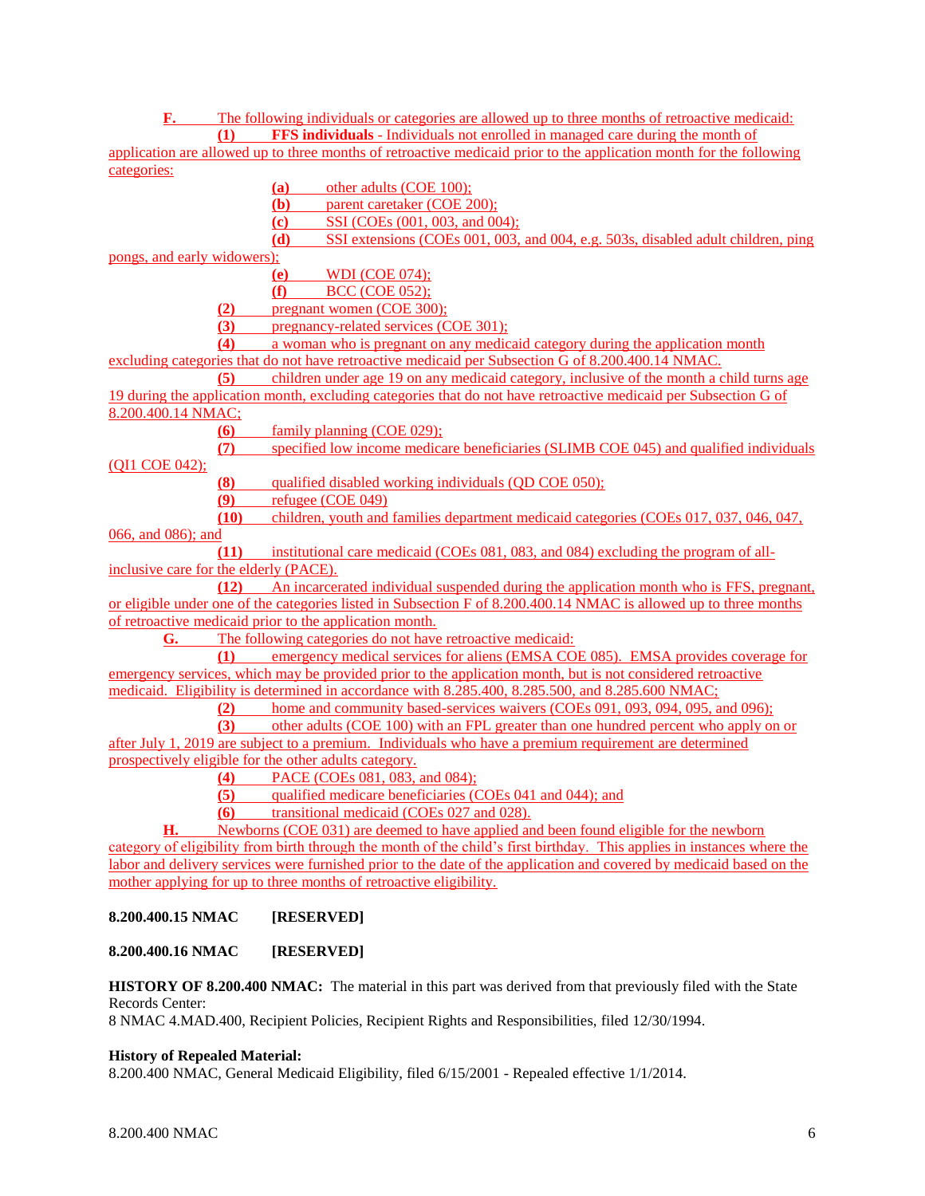**F.** The following individuals or categories are allowed up to three months of retroactive medicaid:

**(1)** **FFS individuals** - Individuals not enrolled in managed care during the month of application are allowed up to three months of retroactive medicaid prior to the application month for the following categories:

**(a)** other adults (COE 100);

**(b)** parent caretaker (COE 200);

**(c)** SSI (COEs (001, 003, and 004);

**(d)** SSI extensions (COEs 001, 003, and 004, e.g. 503s, disabled adult children, ping pongs, and early widowers);

**(e)** WDI (COE 074);

**(f)** BCC (COE 052);

**(2)** pregnant women (COE 300);

**(3)** pregnancy-related services (COE 301);

**(4)** a woman who is pregnant on any medicaid category during the application month excluding categories that do not have retroactive medicaid per Subsection G of 8.200.400.14 NMAC.

**(5)** children under age 19 on any medicaid category, inclusive of the month a child turns age 19 during the application month, excluding categories that do not have retroactive medicaid per Subsection G of 8.200.400.14 NMAC;

**(6)** family planning (COE 029);

**(7)** specified low income medicare beneficiaries (SLIMB COE 045) and qualified individuals (QI1 COE 042);

**(8)** qualified disabled working individuals (QD COE 050);

**(9)** refugee (COE 049)

**(10)** children, youth and families department medicaid categories (COEs 017, 037, 046, 047, 066, and 086); and

**(11)** institutional care medicaid (COEs 081, 083, and 084) excluding the program of all-inclusive care for the elderly (PACE).

**(12)** An incarcerated individual suspended during the application month who is FFS, pregnant, or eligible under one of the categories listed in Subsection F of 8.200.400.14 NMAC is allowed up to three months of retroactive medicaid prior to the application month.

**G.** The following categories do not have retroactive medicaid:

**(1)** emergency medical services for aliens (EMSA COE 085). EMSA provides coverage for emergency services, which may be provided prior to the application month, but is not considered retroactive medicaid. Eligibility is determined in accordance with 8.285.400, 8.285.500, and 8.285.600 NMAC;

**(2)** home and community based-services waivers (COEs 091, 093, 094, 095, and 096);

**(3)** other adults (COE 100) with an FPL greater than one hundred percent who apply on or after July 1, 2019 are subject to a premium. Individuals who have a premium requirement are determined prospectively eligible for the other adults category.

**(4)** PACE (COEs 081, 083, and 084);

**(5)** qualified medicare beneficiaries (COEs 041 and 044); and

**(6)** transitional medicaid (COEs 027 and 028).

**H.** Newborns (COE 031) are deemed to have applied and been found eligible for the newborn category of eligibility from birth through the month of the child's first birthday. This applies in instances where the labor and delivery services were furnished prior to the date of the application and covered by medicaid based on the mother applying for up to three months of retroactive eligibility.

**8.200.400.15 NMAC [RESERVED]**

**8.200.400.16 NMAC [RESERVED]**

**HISTORY OF 8.200.400 NMAC:** The material in this part was derived from that previously filed with the State Records Center:
8 NMAC 4.MAD.400, Recipient Policies, Recipient Rights and Responsibilities, filed 12/30/1994.

**History of Repealed Material:**
8.200.400 NMAC, General Medicaid Eligibility, filed 6/15/2001 - Repealed effective 1/1/2014.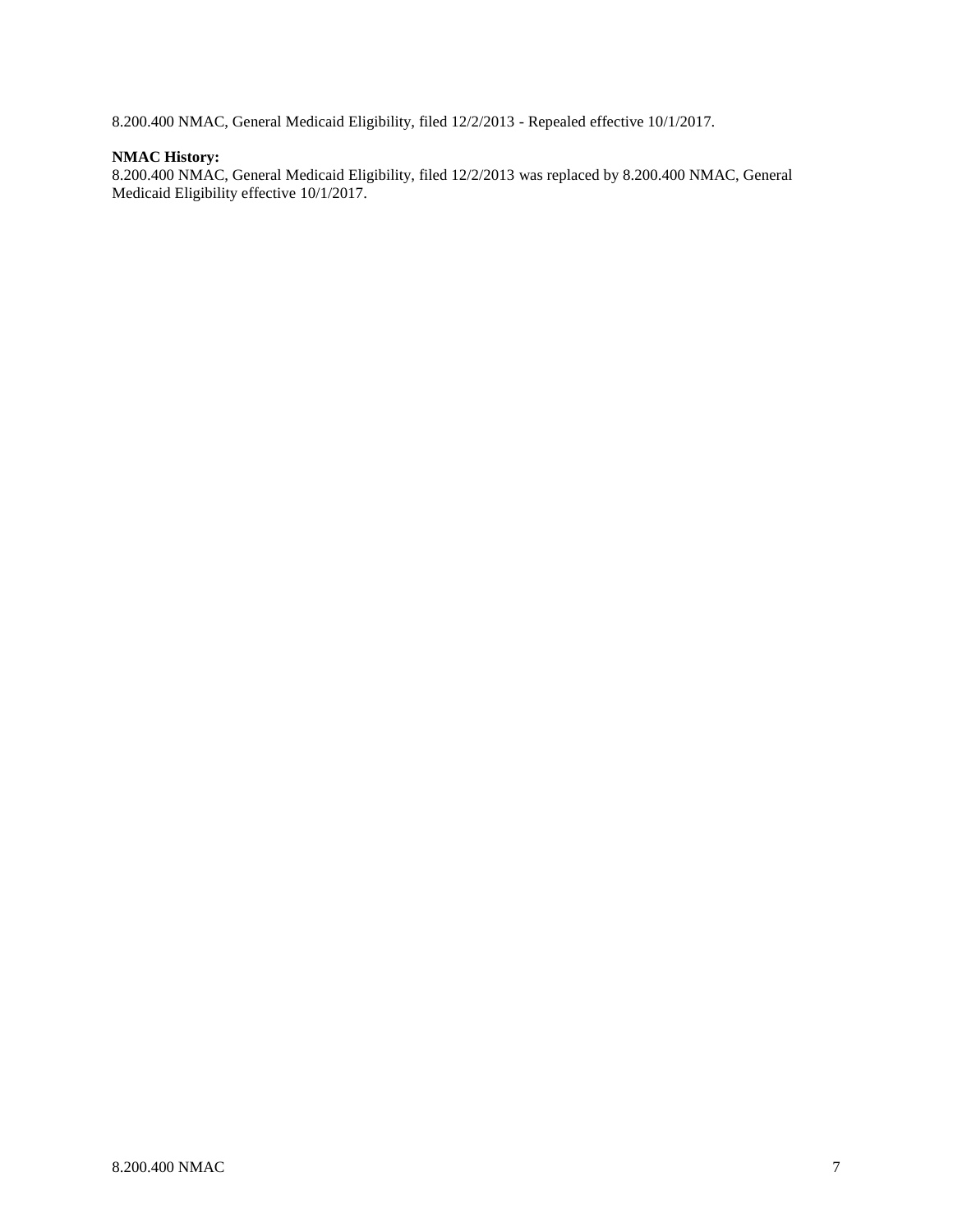8.200.400 NMAC, General Medicaid Eligibility, filed 12/2/2013 - Repealed effective 10/1/2017.

**NMAC History:**
8.200.400 NMAC, General Medicaid Eligibility, filed 12/2/2013 was replaced by 8.200.400 NMAC, General Medicaid Eligibility effective 10/1/2017.